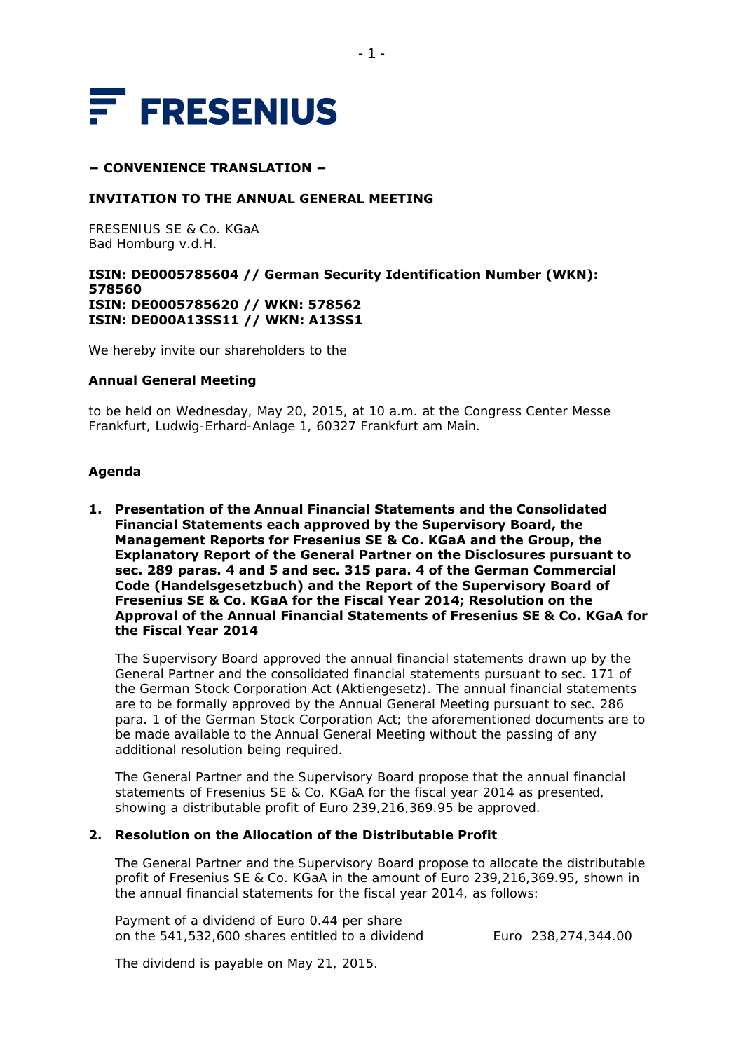# FRESENIUS

**− CONVENIENCE TRANSLATION −**

**INVITATION TO THE ANNUAL GENERAL MEETING**

FRESENIUS SE & Co. KGaA
Bad Homburg v.d.H.

**ISIN: DE0005785604 // German Security Identification Number (WKN): 578560**
**ISIN: DE0005785620 // WKN: 578562**
**ISIN: DE000A13SS11 // WKN: A13SS1**

We hereby invite our shareholders to the

**Annual General Meeting**

to be held on Wednesday, May 20, 2015, at 10 a.m. at the Congress Center Messe Frankfurt, Ludwig-Erhard-Anlage 1, 60327 Frankfurt am Main.

## Agenda

**1. Presentation of the Annual Financial Statements and the Consolidated Financial Statements each approved by the Supervisory Board, the Management Reports for Fresenius SE & Co. KGaA and the Group, the Explanatory Report of the General Partner on the Disclosures pursuant to sec. 289 paras. 4 and 5 and sec. 315 para. 4 of the German Commercial Code (Handelsgesetzbuch) and the Report of the Supervisory Board of Fresenius SE & Co. KGaA for the Fiscal Year 2014; Resolution on the Approval of the Annual Financial Statements of Fresenius SE & Co. KGaA for the Fiscal Year 2014**

The Supervisory Board approved the annual financial statements drawn up by the General Partner and the consolidated financial statements pursuant to sec. 171 of the German Stock Corporation Act (Aktiengesetz). The annual financial statements are to be formally approved by the Annual General Meeting pursuant to sec. 286 para. 1 of the German Stock Corporation Act; the aforementioned documents are to be made available to the Annual General Meeting without the passing of any additional resolution being required.

The General Partner and the Supervisory Board propose that the annual financial statements of Fresenius SE & Co. KGaA for the fiscal year 2014 as presented, showing a distributable profit of Euro 239,216,369.95 be approved.

**2. Resolution on the Allocation of the Distributable Profit**

The General Partner and the Supervisory Board propose to allocate the distributable profit of Fresenius SE & Co. KGaA in the amount of Euro 239,216,369.95, shown in the annual financial statements for the fiscal year 2014, as follows:

| | |
|---|---|
| Payment of a dividend of Euro 0.44 per share on the 541,532,600 shares entitled to a dividend | Euro 238,274,344.00 |

The dividend is payable on May 21, 2015.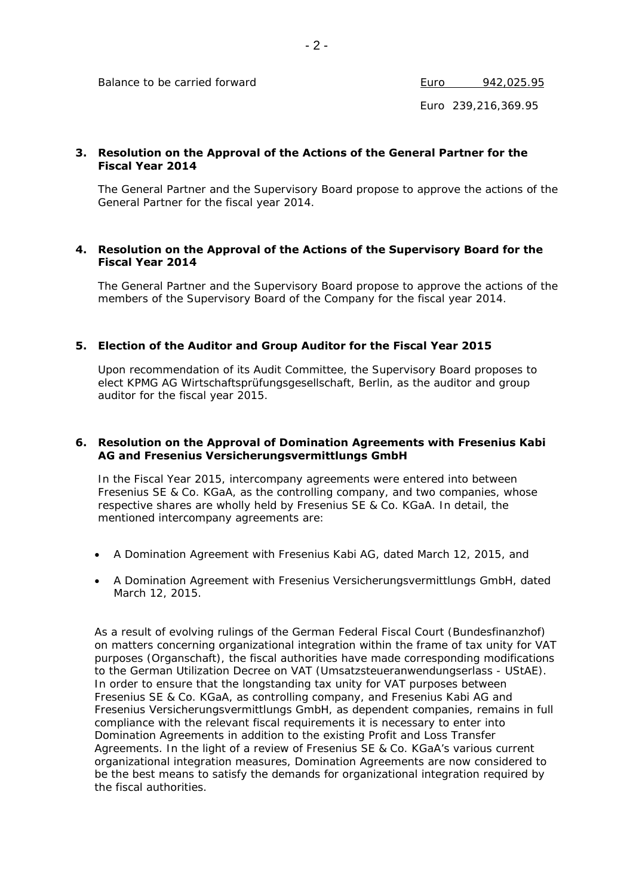| | |
|---|---|
| Balance to be carried forward | Euro 942,025.95 |
| | Euro 239,216,369.95 |

**3. Resolution on the Approval of the Actions of the General Partner for the Fiscal Year 2014**

The General Partner and the Supervisory Board propose to approve the actions of the General Partner for the fiscal year 2014.

**4. Resolution on the Approval of the Actions of the Supervisory Board for the Fiscal Year 2014**

The General Partner and the Supervisory Board propose to approve the actions of the members of the Supervisory Board of the Company for the fiscal year 2014.

**5. Election of the Auditor and Group Auditor for the Fiscal Year 2015**

Upon recommendation of its Audit Committee, the Supervisory Board proposes to elect KPMG AG Wirtschaftsprüfungsgesellschaft, Berlin, as the auditor and group auditor for the fiscal year 2015.

**6. Resolution on the Approval of Domination Agreements with Fresenius Kabi AG and Fresenius Versicherungsvermittlungs GmbH**

In the Fiscal Year 2015, intercompany agreements were entered into between Fresenius SE & Co. KGaA, as the controlling company, and two companies, whose respective shares are wholly held by Fresenius SE & Co. KGaA. In detail, the mentioned intercompany agreements are:

- A Domination Agreement with Fresenius Kabi AG, dated March 12, 2015, and
- A Domination Agreement with Fresenius Versicherungsvermittlungs GmbH, dated March 12, 2015.

As a result of evolving rulings of the German Federal Fiscal Court (Bundesfinanzhof) on matters concerning organizational integration within the frame of tax unity for VAT purposes (Organschaft), the fiscal authorities have made corresponding modifications to the German Utilization Decree on VAT (Umsatzsteueranwendungserlass - UStAE). In order to ensure that the longstanding tax unity for VAT purposes between Fresenius SE & Co. KGaA, as controlling company, and Fresenius Kabi AG and Fresenius Versicherungsvermittlungs GmbH, as dependent companies, remains in full compliance with the relevant fiscal requirements it is necessary to enter into Domination Agreements in addition to the existing Profit and Loss Transfer Agreements. In the light of a review of Fresenius SE & Co. KGaA's various current organizational integration measures, Domination Agreements are now considered to be the best means to satisfy the demands for organizational integration required by the fiscal authorities.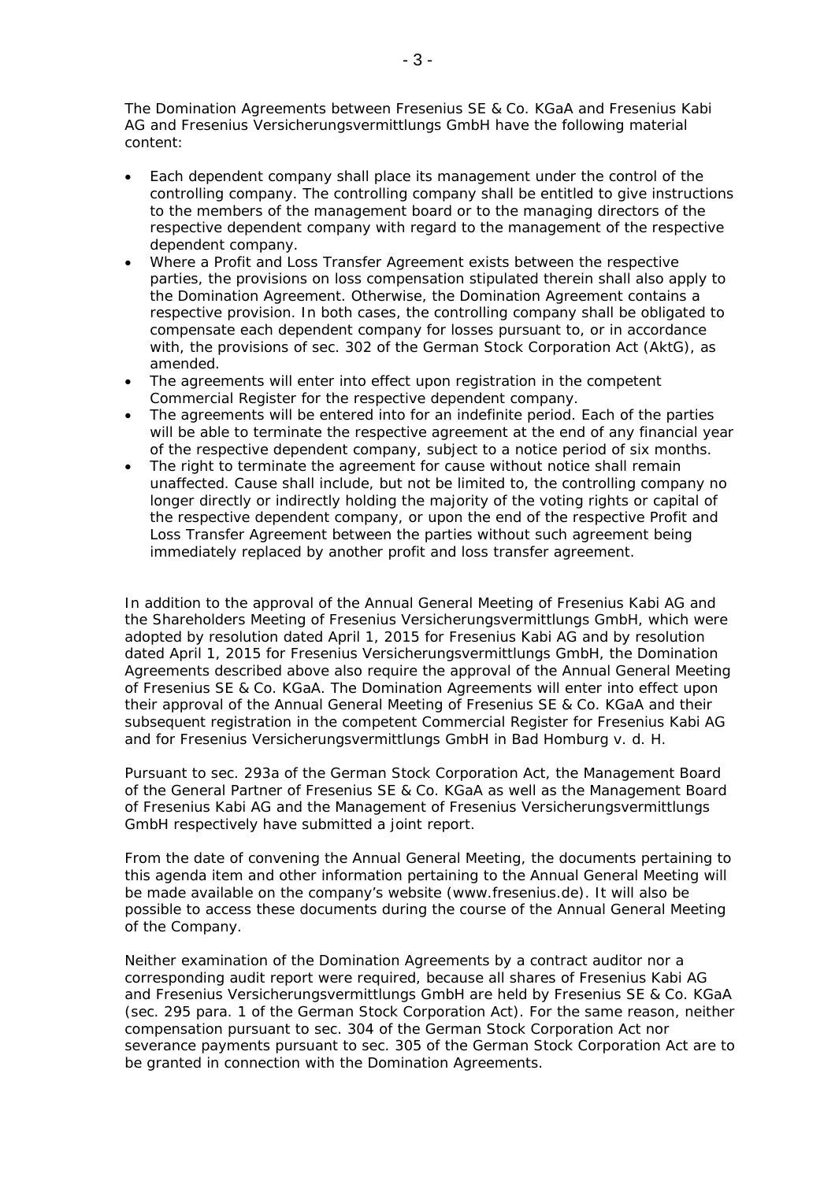The Domination Agreements between Fresenius SE & Co. KGaA and Fresenius Kabi AG and Fresenius Versicherungsvermittlungs GmbH have the following material content:

- Each dependent company shall place its management under the control of the controlling company. The controlling company shall be entitled to give instructions to the members of the management board or to the managing directors of the respective dependent company with regard to the management of the respective dependent company.
- Where a Profit and Loss Transfer Agreement exists between the respective parties, the provisions on loss compensation stipulated therein shall also apply to the Domination Agreement. Otherwise, the Domination Agreement contains a respective provision. In both cases, the controlling company shall be obligated to compensate each dependent company for losses pursuant to, or in accordance with, the provisions of sec. 302 of the German Stock Corporation Act (AktG), as amended.
- The agreements will enter into effect upon registration in the competent Commercial Register for the respective dependent company.
- The agreements will be entered into for an indefinite period. Each of the parties will be able to terminate the respective agreement at the end of any financial year of the respective dependent company, subject to a notice period of six months.
- The right to terminate the agreement for cause without notice shall remain unaffected. Cause shall include, but not be limited to, the controlling company no longer directly or indirectly holding the majority of the voting rights or capital of the respective dependent company, or upon the end of the respective Profit and Loss Transfer Agreement between the parties without such agreement being immediately replaced by another profit and loss transfer agreement.

In addition to the approval of the Annual General Meeting of Fresenius Kabi AG and the Shareholders Meeting of Fresenius Versicherungsvermittlungs GmbH, which were adopted by resolution dated April 1, 2015 for Fresenius Kabi AG and by resolution dated April 1, 2015 for Fresenius Versicherungsvermittlungs GmbH, the Domination Agreements described above also require the approval of the Annual General Meeting of Fresenius SE & Co. KGaA. The Domination Agreements will enter into effect upon their approval of the Annual General Meeting of Fresenius SE & Co. KGaA and their subsequent registration in the competent Commercial Register for Fresenius Kabi AG and for Fresenius Versicherungsvermittlungs GmbH in Bad Homburg v. d. H.

Pursuant to sec. 293a of the German Stock Corporation Act, the Management Board of the General Partner of Fresenius SE & Co. KGaA as well as the Management Board of Fresenius Kabi AG and the Management of Fresenius Versicherungsvermittlungs GmbH respectively have submitted a joint report.

From the date of convening the Annual General Meeting, the documents pertaining to this agenda item and other information pertaining to the Annual General Meeting will be made available on the company's website (www.fresenius.de). It will also be possible to access these documents during the course of the Annual General Meeting of the Company.

Neither examination of the Domination Agreements by a contract auditor nor a corresponding audit report were required, because all shares of Fresenius Kabi AG and Fresenius Versicherungsvermittlungs GmbH are held by Fresenius SE & Co. KGaA (sec. 295 para. 1 of the German Stock Corporation Act). For the same reason, neither compensation pursuant to sec. 304 of the German Stock Corporation Act nor severance payments pursuant to sec. 305 of the German Stock Corporation Act are to be granted in connection with the Domination Agreements.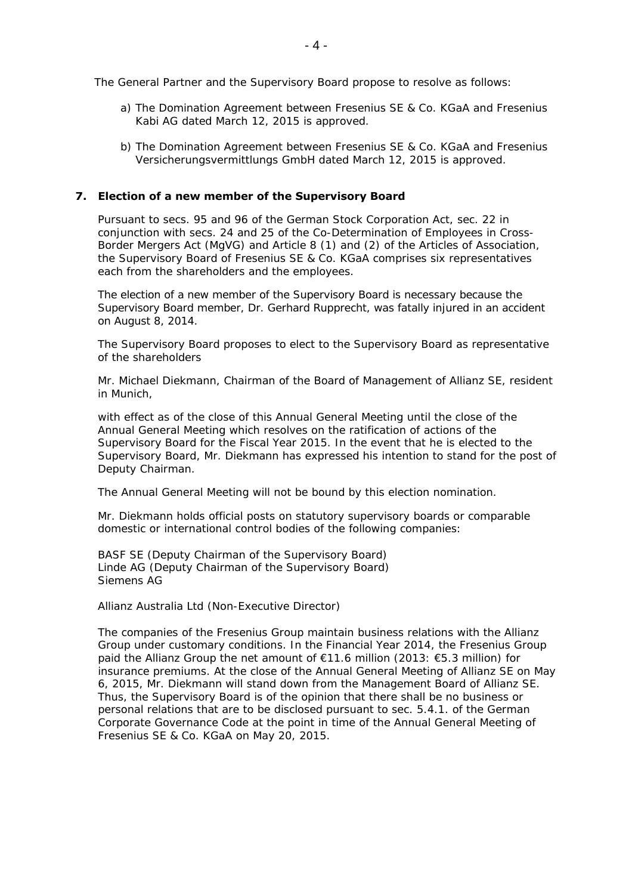The General Partner and the Supervisory Board propose to resolve as follows:

a) The Domination Agreement between Fresenius SE & Co. KGaA and Fresenius Kabi AG dated March 12, 2015 is approved.

b) The Domination Agreement between Fresenius SE & Co. KGaA and Fresenius Versicherungsvermittlungs GmbH dated March 12, 2015 is approved.

## 7. Election of a new member of the Supervisory Board

Pursuant to secs. 95 and 96 of the German Stock Corporation Act, sec. 22 in conjunction with secs. 24 and 25 of the Co-Determination of Employees in Cross-Border Mergers Act (MgVG) and Article 8 (1) and (2) of the Articles of Association, the Supervisory Board of Fresenius SE & Co. KGaA comprises six representatives each from the shareholders and the employees.

The election of a new member of the Supervisory Board is necessary because the Supervisory Board member, Dr. Gerhard Rupprecht, was fatally injured in an accident on August 8, 2014.

The Supervisory Board proposes to elect to the Supervisory Board as representative of the shareholders

Mr. Michael Diekmann, Chairman of the Board of Management of Allianz SE, resident in Munich,

with effect as of the close of this Annual General Meeting until the close of the Annual General Meeting which resolves on the ratification of actions of the Supervisory Board for the Fiscal Year 2015. In the event that he is elected to the Supervisory Board, Mr. Diekmann has expressed his intention to stand for the post of Deputy Chairman.

The Annual General Meeting will not be bound by this election nomination.

Mr. Diekmann holds official posts on statutory supervisory boards or comparable domestic or international control bodies of the following companies:

BASF SE (Deputy Chairman of the Supervisory Board)
Linde AG (Deputy Chairman of the Supervisory Board)
Siemens AG

Allianz Australia Ltd (Non-Executive Director)

The companies of the Fresenius Group maintain business relations with the Allianz Group under customary conditions. In the Financial Year 2014, the Fresenius Group paid the Allianz Group the net amount of €11.6 million (2013: €5.3 million) for insurance premiums. At the close of the Annual General Meeting of Allianz SE on May 6, 2015, Mr. Diekmann will stand down from the Management Board of Allianz SE. Thus, the Supervisory Board is of the opinion that there shall be no business or personal relations that are to be disclosed pursuant to sec. 5.4.1. of the German Corporate Governance Code at the point in time of the Annual General Meeting of Fresenius SE & Co. KGaA on May 20, 2015.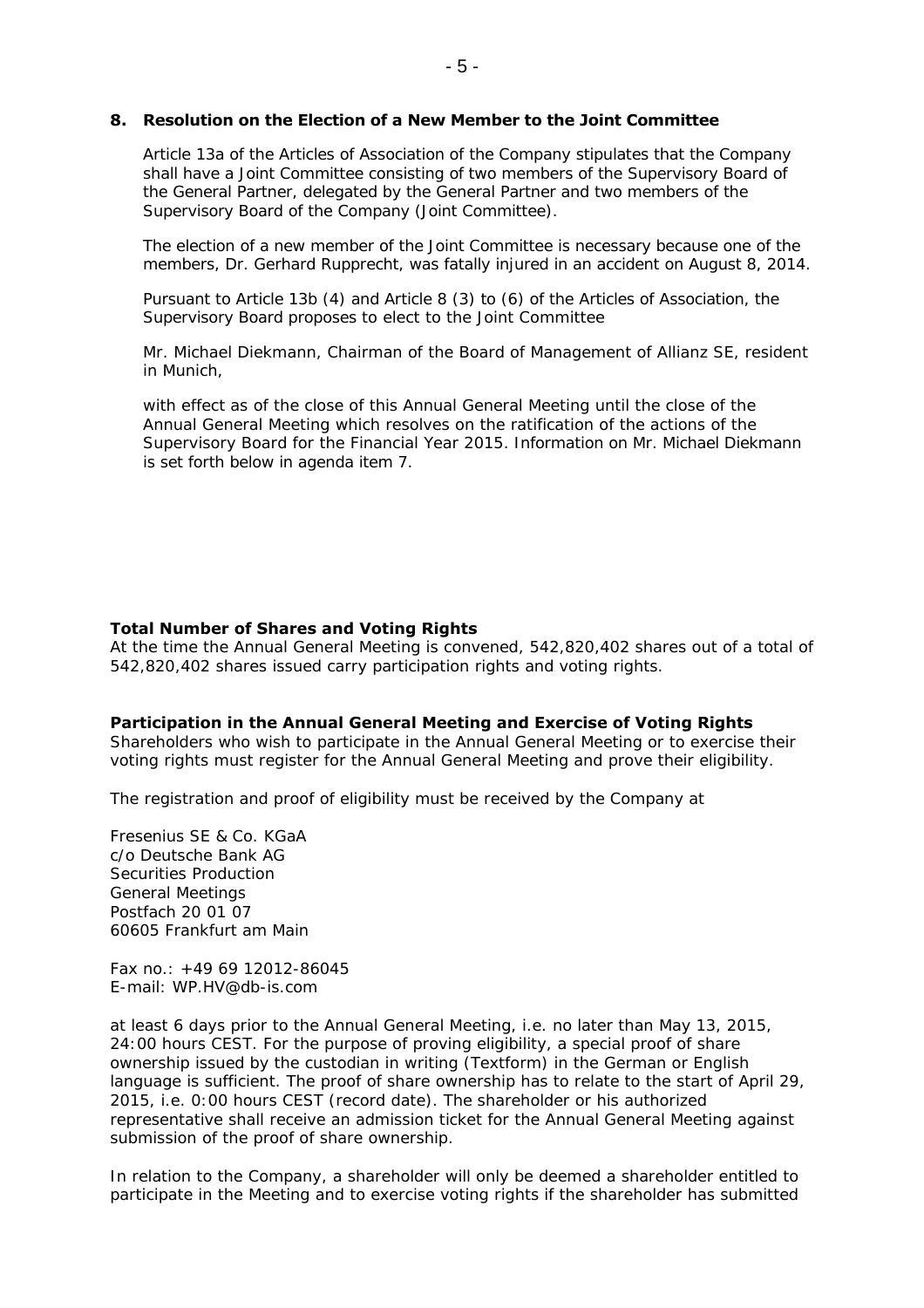**8. Resolution on the Election of a New Member to the Joint Committee**

Article 13a of the Articles of Association of the Company stipulates that the Company shall have a Joint Committee consisting of two members of the Supervisory Board of the General Partner, delegated by the General Partner and two members of the Supervisory Board of the Company (Joint Committee).

The election of a new member of the Joint Committee is necessary because one of the members, Dr. Gerhard Rupprecht, was fatally injured in an accident on August 8, 2014.

Pursuant to Article 13b (4) and Article 8 (3) to (6) of the Articles of Association, the Supervisory Board proposes to elect to the Joint Committee

Mr. Michael Diekmann, Chairman of the Board of Management of Allianz SE, resident in Munich,

with effect as of the close of this Annual General Meeting until the close of the Annual General Meeting which resolves on the ratification of the actions of the Supervisory Board for the Financial Year 2015. Information on Mr. Michael Diekmann is set forth below in agenda item 7.

**Total Number of Shares and Voting Rights**

At the time the Annual General Meeting is convened, 542,820,402 shares out of a total of 542,820,402 shares issued carry participation rights and voting rights.

**Participation in the Annual General Meeting and Exercise of Voting Rights**

Shareholders who wish to participate in the Annual General Meeting or to exercise their voting rights must register for the Annual General Meeting and prove their eligibility.

The registration and proof of eligibility must be received by the Company at

Fresenius SE & Co. KGaA
c/o Deutsche Bank AG
Securities Production
General Meetings
Postfach 20 01 07
60605 Frankfurt am Main

Fax no.: +49 69 12012-86045
E-mail: WP.HV@db-is.com

at least 6 days prior to the Annual General Meeting, i.e. no later than May 13, 2015, 24:00 hours CEST. For the purpose of proving eligibility, a special proof of share ownership issued by the custodian in writing (Textform) in the German or English language is sufficient. The proof of share ownership has to relate to the start of April 29, 2015, i.e. 0:00 hours CEST (record date). The shareholder or his authorized representative shall receive an admission ticket for the Annual General Meeting against submission of the proof of share ownership.

In relation to the Company, a shareholder will only be deemed a shareholder entitled to participate in the Meeting and to exercise voting rights if the shareholder has submitted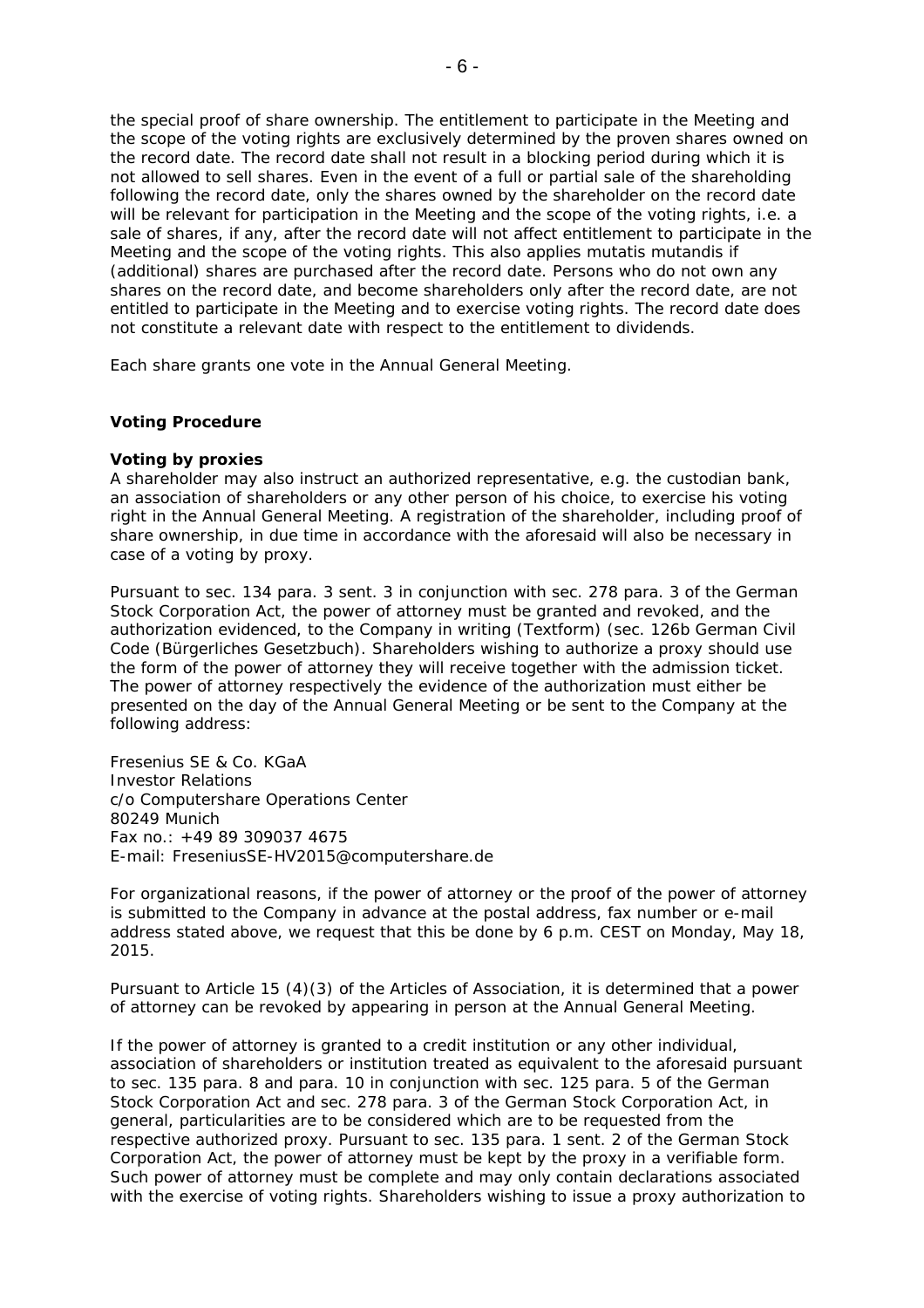the special proof of share ownership. The entitlement to participate in the Meeting and the scope of the voting rights are exclusively determined by the proven shares owned on the record date. The record date shall not result in a blocking period during which it is not allowed to sell shares. Even in the event of a full or partial sale of the shareholding following the record date, only the shares owned by the shareholder on the record date will be relevant for participation in the Meeting and the scope of the voting rights, i.e. a sale of shares, if any, after the record date will not affect entitlement to participate in the Meeting and the scope of the voting rights. This also applies mutatis mutandis if (additional) shares are purchased after the record date. Persons who do not own any shares on the record date, and become shareholders only after the record date, are not entitled to participate in the Meeting and to exercise voting rights. The record date does not constitute a relevant date with respect to the entitlement to dividends.

Each share grants one vote in the Annual General Meeting.

**Voting Procedure**

**Voting by proxies**

A shareholder may also instruct an authorized representative, e.g. the custodian bank, an association of shareholders or any other person of his choice, to exercise his voting right in the Annual General Meeting. A registration of the shareholder, including proof of share ownership, in due time in accordance with the aforesaid will also be necessary in case of a voting by proxy.

Pursuant to sec. 134 para. 3 sent. 3 in conjunction with sec. 278 para. 3 of the German Stock Corporation Act, the power of attorney must be granted and revoked, and the authorization evidenced, to the Company in writing (Textform) (sec. 126b German Civil Code (Bürgerliches Gesetzbuch). Shareholders wishing to authorize a proxy should use the form of the power of attorney they will receive together with the admission ticket. The power of attorney respectively the evidence of the authorization must either be presented on the day of the Annual General Meeting or be sent to the Company at the following address:

Fresenius SE & Co. KGaA
Investor Relations
c/o Computershare Operations Center
80249 Munich
Fax no.: +49 89 309037 4675
E-mail: FreseniusSE-HV2015@computershare.de

For organizational reasons, if the power of attorney or the proof of the power of attorney is submitted to the Company in advance at the postal address, fax number or e-mail address stated above, we request that this be done by 6 p.m. CEST on Monday, May 18, 2015.

Pursuant to Article 15 (4)(3) of the Articles of Association, it is determined that a power of attorney can be revoked by appearing in person at the Annual General Meeting.

If the power of attorney is granted to a credit institution or any other individual, association of shareholders or institution treated as equivalent to the aforesaid pursuant to sec. 135 para. 8 and para. 10 in conjunction with sec. 125 para. 5 of the German Stock Corporation Act and sec. 278 para. 3 of the German Stock Corporation Act, in general, particularities are to be considered which are to be requested from the respective authorized proxy. Pursuant to sec. 135 para. 1 sent. 2 of the German Stock Corporation Act, the power of attorney must be kept by the proxy in a verifiable form. Such power of attorney must be complete and may only contain declarations associated with the exercise of voting rights. Shareholders wishing to issue a proxy authorization to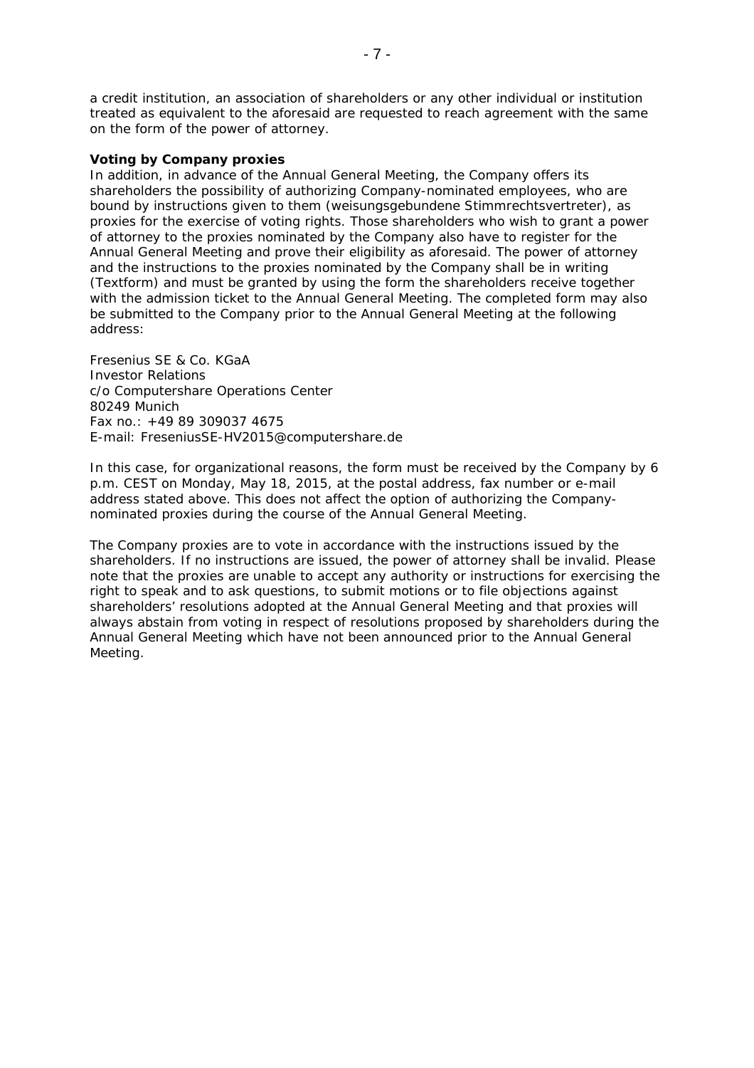a credit institution, an association of shareholders or any other individual or institution treated as equivalent to the aforesaid are requested to reach agreement with the same on the form of the power of attorney.

**Voting by Company proxies**

In addition, in advance of the Annual General Meeting, the Company offers its shareholders the possibility of authorizing Company-nominated employees, who are bound by instructions given to them (*weisungsgebundene Stimmrechtsvertreter*), as proxies for the exercise of voting rights. Those shareholders who wish to grant a power of attorney to the proxies nominated by the Company also have to register for the Annual General Meeting and prove their eligibility as aforesaid. The power of attorney and the instructions to the proxies nominated by the Company shall be in writing (*Textform*) and must be granted by using the form the shareholders receive together with the admission ticket to the Annual General Meeting. The completed form may also be submitted to the Company prior to the Annual General Meeting at the following address:

Fresenius SE & Co. KGaA
Investor Relations
c/o Computershare Operations Center
80249 Munich
Fax no.: +49 89 309037 4675
E-mail: FreseniusSE-HV2015@computershare.de

In this case, for organizational reasons, the form must be received by the Company by 6 p.m. CEST on Monday, May 18, 2015, at the postal address, fax number or e-mail address stated above. This does not affect the option of authorizing the Company-nominated proxies during the course of the Annual General Meeting.

The Company proxies are to vote in accordance with the instructions issued by the shareholders. If no instructions are issued, the power of attorney shall be invalid. Please note that the proxies are unable to accept any authority or instructions for exercising the right to speak and to ask questions, to submit motions or to file objections against shareholders' resolutions adopted at the Annual General Meeting and that proxies will always abstain from voting in respect of resolutions proposed by shareholders during the Annual General Meeting which have not been announced prior to the Annual General Meeting.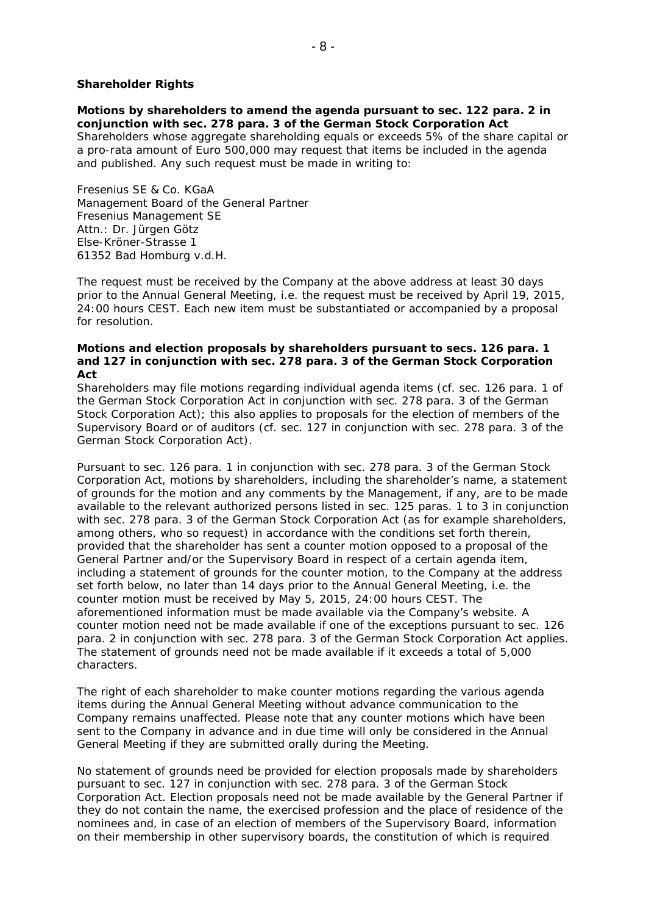## Shareholder Rights

**Motions by shareholders to amend the agenda pursuant to sec. 122 para. 2 in conjunction with sec. 278 para. 3 of the German Stock Corporation Act**

Shareholders whose aggregate shareholding equals or exceeds 5% of the share capital or a pro-rata amount of Euro 500,000 may request that items be included in the agenda and published. Any such request must be made in writing to:

Fresenius SE & Co. KGaA
Management Board of the General Partner
Fresenius Management SE
Attn.: Dr. Jürgen Götz
Else-Kröner-Strasse 1
61352 Bad Homburg v.d.H.

The request must be received by the Company at the above address at least 30 days prior to the Annual General Meeting, i.e. the request must be received by April 19, 2015, 24:00 hours CEST. Each new item must be substantiated or accompanied by a proposal for resolution.

**Motions and election proposals by shareholders pursuant to secs. 126 para. 1 and 127 in conjunction with sec. 278 para. 3 of the German Stock Corporation Act**

Shareholders may file motions regarding individual agenda items (cf. sec. 126 para. 1 of the German Stock Corporation Act in conjunction with sec. 278 para. 3 of the German Stock Corporation Act); this also applies to proposals for the election of members of the Supervisory Board or of auditors (cf. sec. 127 in conjunction with sec. 278 para. 3 of the German Stock Corporation Act).

Pursuant to sec. 126 para. 1 in conjunction with sec. 278 para. 3 of the German Stock Corporation Act, motions by shareholders, including the shareholder's name, a statement of grounds for the motion and any comments by the Management, if any, are to be made available to the relevant authorized persons listed in sec. 125 paras. 1 to 3 in conjunction with sec. 278 para. 3 of the German Stock Corporation Act (as for example shareholders, among others, who so request) in accordance with the conditions set forth therein, provided that the shareholder has sent a counter motion opposed to a proposal of the General Partner and/or the Supervisory Board in respect of a certain agenda item, including a statement of grounds for the counter motion, to the Company at the address set forth below, no later than 14 days prior to the Annual General Meeting, i.e. the counter motion must be received by May 5, 2015, 24:00 hours CEST. The aforementioned information must be made available via the Company's website. A counter motion need not be made available if one of the exceptions pursuant to sec. 126 para. 2 in conjunction with sec. 278 para. 3 of the German Stock Corporation Act applies. The statement of grounds need not be made available if it exceeds a total of 5,000 characters.

The right of each shareholder to make counter motions regarding the various agenda items during the Annual General Meeting without advance communication to the Company remains unaffected. Please note that any counter motions which have been sent to the Company in advance and in due time will only be considered in the Annual General Meeting if they are submitted orally during the Meeting.

No statement of grounds need be provided for election proposals made by shareholders pursuant to sec. 127 in conjunction with sec. 278 para. 3 of the German Stock Corporation Act. Election proposals need not be made available by the General Partner if they do not contain the name, the exercised profession and the place of residence of the nominees and, in case of an election of members of the Supervisory Board, information on their membership in other supervisory boards, the constitution of which is required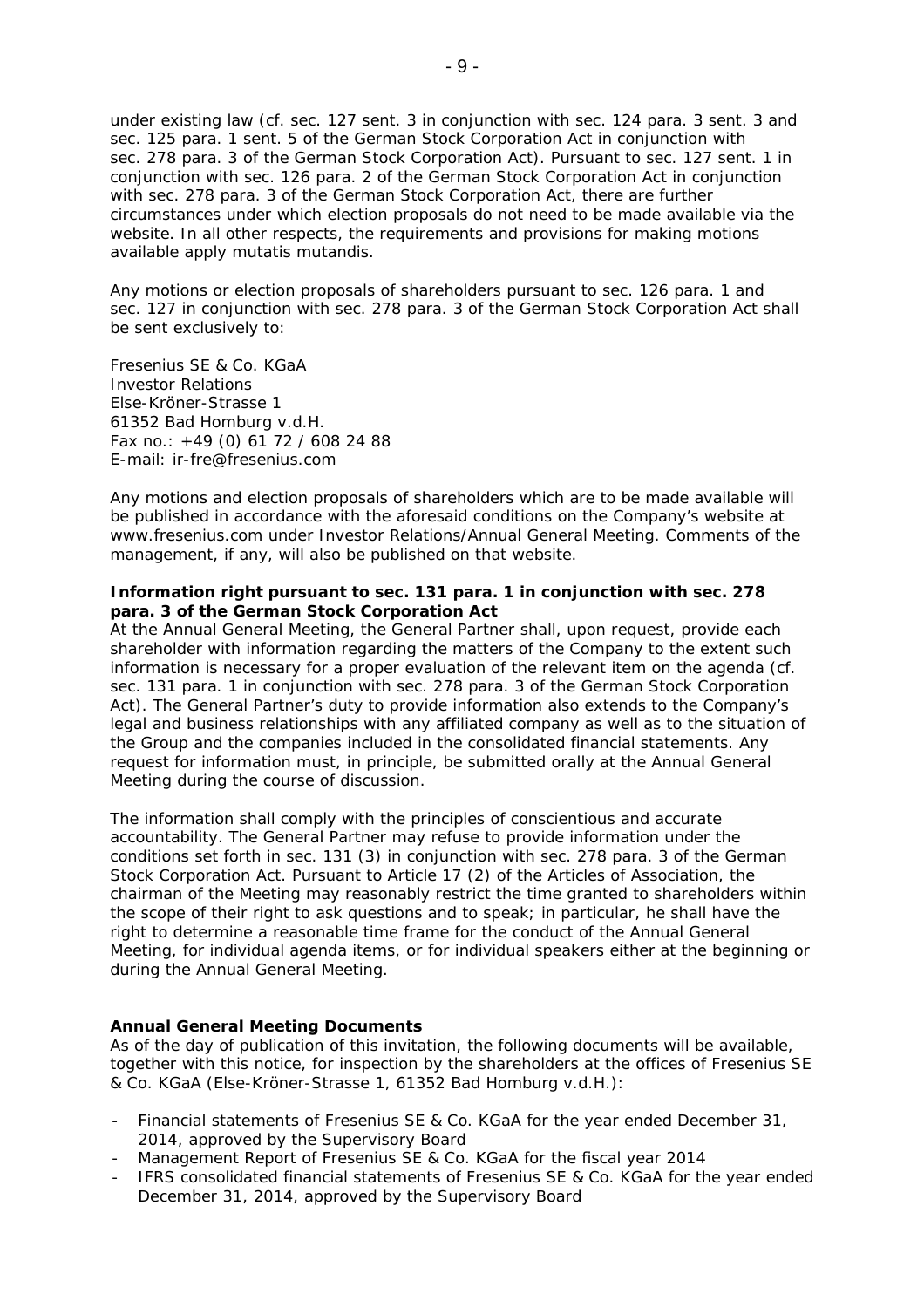under existing law (cf. sec. 127 sent. 3 in conjunction with sec. 124 para. 3 sent. 3 and sec. 125 para. 1 sent. 5 of the German Stock Corporation Act in conjunction with sec. 278 para. 3 of the German Stock Corporation Act). Pursuant to sec. 127 sent. 1 in conjunction with sec. 126 para. 2 of the German Stock Corporation Act in conjunction with sec. 278 para. 3 of the German Stock Corporation Act, there are further circumstances under which election proposals do not need to be made available via the website. In all other respects, the requirements and provisions for making motions available apply mutatis mutandis.

Any motions or election proposals of shareholders pursuant to sec. 126 para. 1 and sec. 127 in conjunction with sec. 278 para. 3 of the German Stock Corporation Act shall be sent exclusively to:

Fresenius SE & Co. KGaA
Investor Relations
Else-Kröner-Strasse 1
61352 Bad Homburg v.d.H.
Fax no.: +49 (0) 61 72 / 608 24 88
E-mail: ir-fre@fresenius.com

Any motions and election proposals of shareholders which are to be made available will be published in accordance with the aforesaid conditions on the Company's website at www.fresenius.com under Investor Relations/Annual General Meeting. Comments of the management, if any, will also be published on that website.

**Information right pursuant to sec. 131 para. 1 in conjunction with sec. 278 para. 3 of the German Stock Corporation Act**

At the Annual General Meeting, the General Partner shall, upon request, provide each shareholder with information regarding the matters of the Company to the extent such information is necessary for a proper evaluation of the relevant item on the agenda (cf. sec. 131 para. 1 in conjunction with sec. 278 para. 3 of the German Stock Corporation Act). The General Partner's duty to provide information also extends to the Company's legal and business relationships with any affiliated company as well as to the situation of the Group and the companies included in the consolidated financial statements. Any request for information must, in principle, be submitted orally at the Annual General Meeting during the course of discussion.

The information shall comply with the principles of conscientious and accurate accountability. The General Partner may refuse to provide information under the conditions set forth in sec. 131 (3) in conjunction with sec. 278 para. 3 of the German Stock Corporation Act. Pursuant to Article 17 (2) of the Articles of Association, the chairman of the Meeting may reasonably restrict the time granted to shareholders within the scope of their right to ask questions and to speak; in particular, he shall have the right to determine a reasonable time frame for the conduct of the Annual General Meeting, for individual agenda items, or for individual speakers either at the beginning or during the Annual General Meeting.

**Annual General Meeting Documents**

As of the day of publication of this invitation, the following documents will be available, together with this notice, for inspection by the shareholders at the offices of Fresenius SE & Co. KGaA (Else-Kröner-Strasse 1, 61352 Bad Homburg v.d.H.):

- Financial statements of Fresenius SE & Co. KGaA for the year ended December 31, 2014, approved by the Supervisory Board
- Management Report of Fresenius SE & Co. KGaA for the fiscal year 2014
- IFRS consolidated financial statements of Fresenius SE & Co. KGaA for the year ended December 31, 2014, approved by the Supervisory Board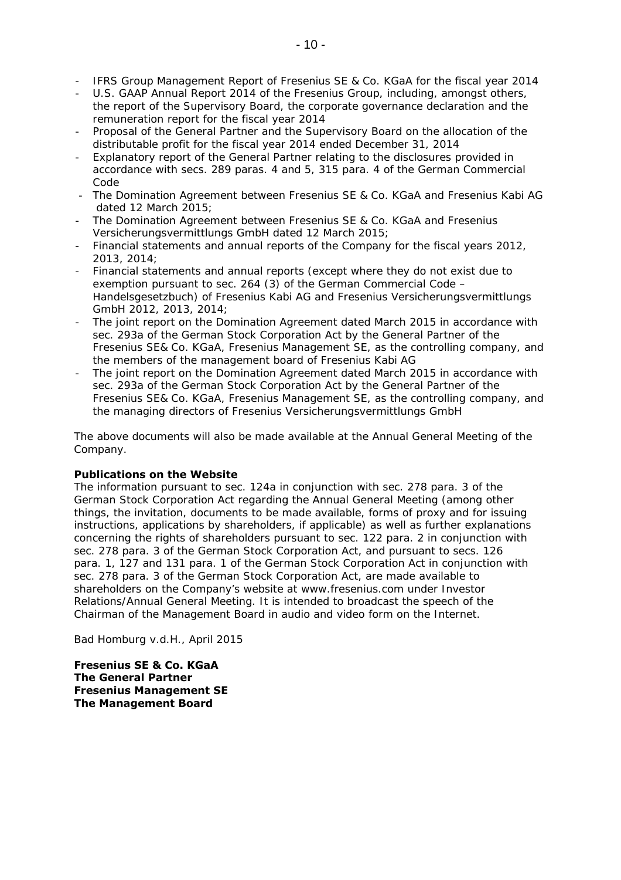- IFRS Group Management Report of Fresenius SE & Co. KGaA for the fiscal year 2014
- U.S. GAAP Annual Report 2014 of the Fresenius Group, including, amongst others, the report of the Supervisory Board, the corporate governance declaration and the remuneration report for the fiscal year 2014
- Proposal of the General Partner and the Supervisory Board on the allocation of the distributable profit for the fiscal year 2014 ended December 31, 2014
- Explanatory report of the General Partner relating to the disclosures provided in accordance with secs. 289 paras. 4 and 5, 315 para. 4 of the German Commercial Code
- The Domination Agreement between Fresenius SE & Co. KGaA and Fresenius Kabi AG dated 12 March 2015;
- The Domination Agreement between Fresenius SE & Co. KGaA and Fresenius Versicherungsvermittlungs GmbH dated 12 March 2015;
- Financial statements and annual reports of the Company for the fiscal years 2012, 2013, 2014;
- Financial statements and annual reports (except where they do not exist due to exemption pursuant to sec. 264 (3) of the German Commercial Code – Handelsgesetzbuch) of Fresenius Kabi AG and Fresenius Versicherungsvermittlungs GmbH 2012, 2013, 2014;
- The joint report on the Domination Agreement dated March 2015 in accordance with sec. 293a of the German Stock Corporation Act by the General Partner of the Fresenius SE& Co. KGaA, Fresenius Management SE, as the controlling company, and the members of the management board of Fresenius Kabi AG
- The joint report on the Domination Agreement dated March 2015 in accordance with sec. 293a of the German Stock Corporation Act by the General Partner of the Fresenius SE& Co. KGaA, Fresenius Management SE, as the controlling company, and the managing directors of Fresenius Versicherungsvermittlungs GmbH

The above documents will also be made available at the Annual General Meeting of the Company.

**Publications on the Website**

The information pursuant to sec. 124a in conjunction with sec. 278 para. 3 of the German Stock Corporation Act regarding the Annual General Meeting (among other things, the invitation, documents to be made available, forms of proxy and for issuing instructions, applications by shareholders, if applicable) as well as further explanations concerning the rights of shareholders pursuant to sec. 122 para. 2 in conjunction with sec. 278 para. 3 of the German Stock Corporation Act, and pursuant to secs. 126 para. 1, 127 and 131 para. 1 of the German Stock Corporation Act in conjunction with sec. 278 para. 3 of the German Stock Corporation Act, are made available to shareholders on the Company's website at www.fresenius.com under Investor Relations/Annual General Meeting. It is intended to broadcast the speech of the Chairman of the Management Board in audio and video form on the Internet.

Bad Homburg v.d.H., April 2015

**Fresenius SE & Co. KGaA**
**The General Partner**
**Fresenius Management SE**
**The Management Board**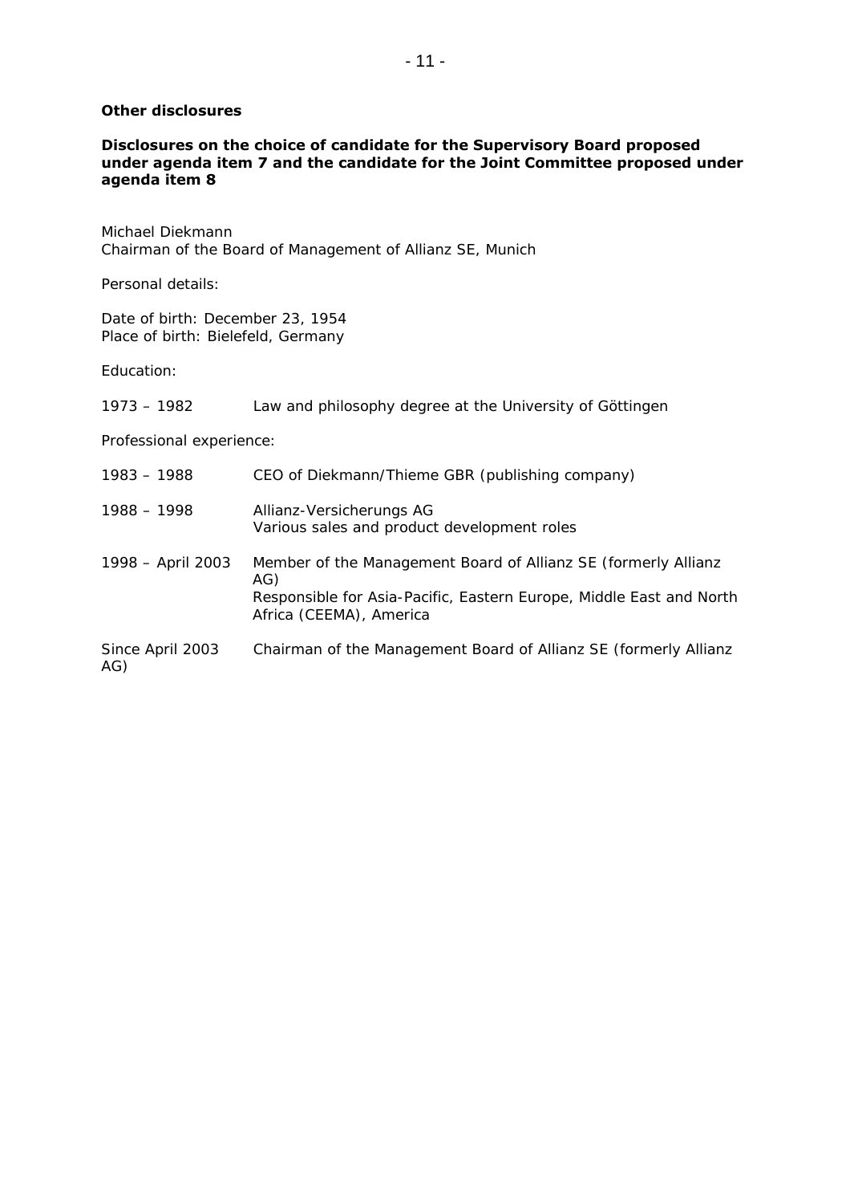**Other disclosures**

**Disclosures on the choice of candidate for the Supervisory Board proposed under agenda item 7 and the candidate for the Joint Committee proposed under agenda item 8**

Michael Diekmann
Chairman of the Board of Management of Allianz SE, Munich

Personal details:

Date of birth: December 23, 1954
Place of birth: Bielefeld, Germany

Education:

| | |
|---|---|
| 1973 – 1982 | Law and philosophy degree at the University of Göttingen |

Professional experience:

| | |
|---|---|
| 1983 – 1988 | CEO of Diekmann/Thieme GBR (publishing company) |
| 1988 – 1998 | Allianz-Versicherungs AG<br>Various sales and product development roles |
| 1998 – April 2003 | Member of the Management Board of Allianz SE (formerly Allianz AG)<br>Responsible for Asia-Pacific, Eastern Europe, Middle East and North Africa (CEEMA), America |
| Since April 2003 | Chairman of the Management Board of Allianz SE (formerly Allianz AG) |